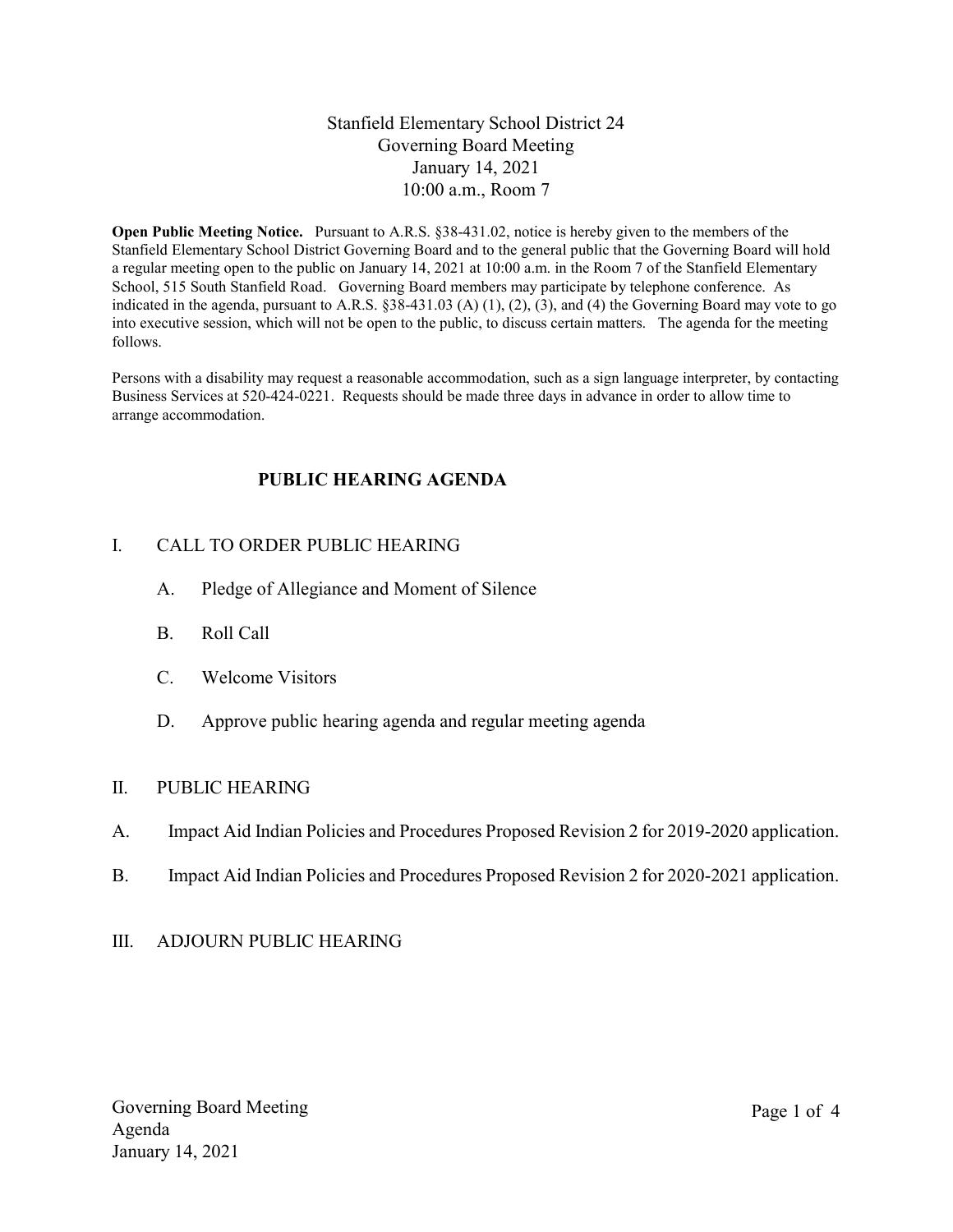# Stanfield Elementary School District 24
## Governing Board Meeting
January 14, 2021
10:00 a.m., Room 7

**Open Public Meeting Notice.** Pursuant to A.R.S. §38-431.02, notice is hereby given to the members of the Stanfield Elementary School District Governing Board and to the general public that the Governing Board will hold a regular meeting open to the public on January 14, 2021 at 10:00 a.m. in the Room 7 of the Stanfield Elementary School, 515 South Stanfield Road. Governing Board members may participate by telephone conference. As indicated in the agenda, pursuant to A.R.S. §38-431.03 (A) (1), (2), (3), and (4) the Governing Board may vote to go into executive session, which will not be open to the public, to discuss certain matters. The agenda for the meeting follows.

Persons with a disability may request a reasonable accommodation, such as a sign language interpreter, by contacting Business Services at 520-424-0221. Requests should be made three days in advance in order to allow time to arrange accommodation.

## PUBLIC HEARING AGENDA

I. CALL TO ORDER PUBLIC HEARING

   A. Pledge of Allegiance and Moment of Silence

   B. Roll Call

   C. Welcome Visitors

   D. Approve public hearing agenda and regular meeting agenda

II. PUBLIC HEARING

A. Impact Aid Indian Policies and Procedures Proposed Revision 2 for 2019-2020 application.

B. Impact Aid Indian Policies and Procedures Proposed Revision 2 for 2020-2021 application.

III. ADJOURN PUBLIC HEARING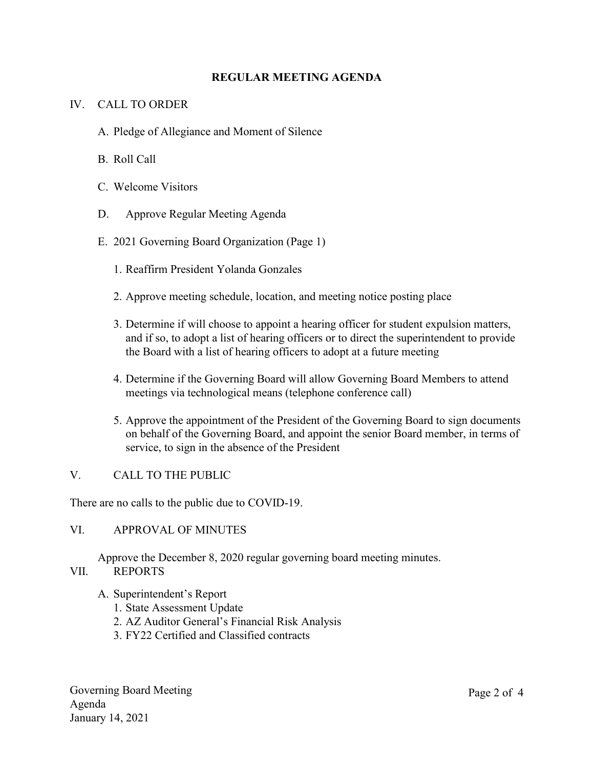# REGULAR MEETING AGENDA

IV. CALL TO ORDER

A. Pledge of Allegiance and Moment of Silence

B. Roll Call

C. Welcome Visitors

D. Approve Regular Meeting Agenda

E. 2021 Governing Board Organization (Page 1)

1. Reaffirm President Yolanda Gonzales

2. Approve meeting schedule, location, and meeting notice posting place

3. Determine if will choose to appoint a hearing officer for student expulsion matters, and if so, to adopt a list of hearing officers or to direct the superintendent to provide the Board with a list of hearing officers to adopt at a future meeting

4. Determine if the Governing Board will allow Governing Board Members to attend meetings via technological means (telephone conference call)

5. Approve the appointment of the President of the Governing Board to sign documents on behalf of the Governing Board, and appoint the senior Board member, in terms of service, to sign in the absence of the President

V. CALL TO THE PUBLIC

There are no calls to the public due to COVID-19.

VI. APPROVAL OF MINUTES

Approve the December 8, 2020 regular governing board meeting minutes.

VII. REPORTS

A. Superintendent's Report
1. State Assessment Update
2. AZ Auditor General's Financial Risk Analysis
3. FY22 Certified and Classified contracts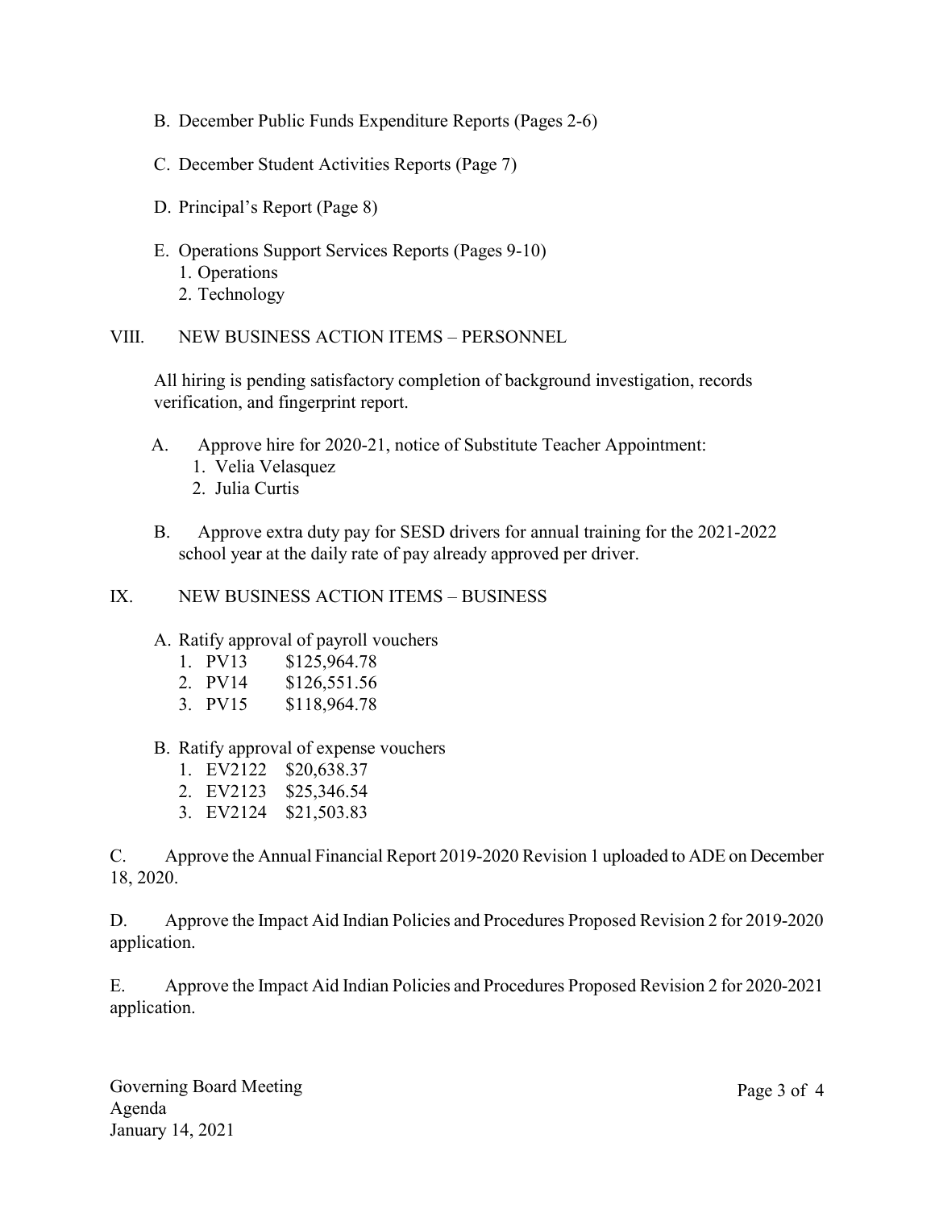B. December Public Funds Expenditure Reports (Pages 2-6)

C. December Student Activities Reports (Page 7)

D. Principal's Report (Page 8)

E. Operations Support Services Reports (Pages 9-10)
   1. Operations
   2. Technology

VIII. NEW BUSINESS ACTION ITEMS – PERSONNEL

All hiring is pending satisfactory completion of background investigation, records verification, and fingerprint report.

A. Approve hire for 2020-21, notice of Substitute Teacher Appointment:
   1. Velia Velasquez
   2. Julia Curtis

B. Approve extra duty pay for SESD drivers for annual training for the 2021-2022 school year at the daily rate of pay already approved per driver.

IX. NEW BUSINESS ACTION ITEMS – BUSINESS

A. Ratify approval of payroll vouchers
   1. PV13 $125,964.78
   2. PV14 $126,551.56
   3. PV15 $118,964.78

B. Ratify approval of expense vouchers
   1. EV2122 $20,638.37
   2. EV2123 $25,346.54
   3. EV2124 $21,503.83

C. Approve the Annual Financial Report 2019-2020 Revision 1 uploaded to ADE on December 18, 2020.

D. Approve the Impact Aid Indian Policies and Procedures Proposed Revision 2 for 2019-2020 application.

E. Approve the Impact Aid Indian Policies and Procedures Proposed Revision 2 for 2020-2021 application.

Governing Board Meeting
Agenda
January 14, 2021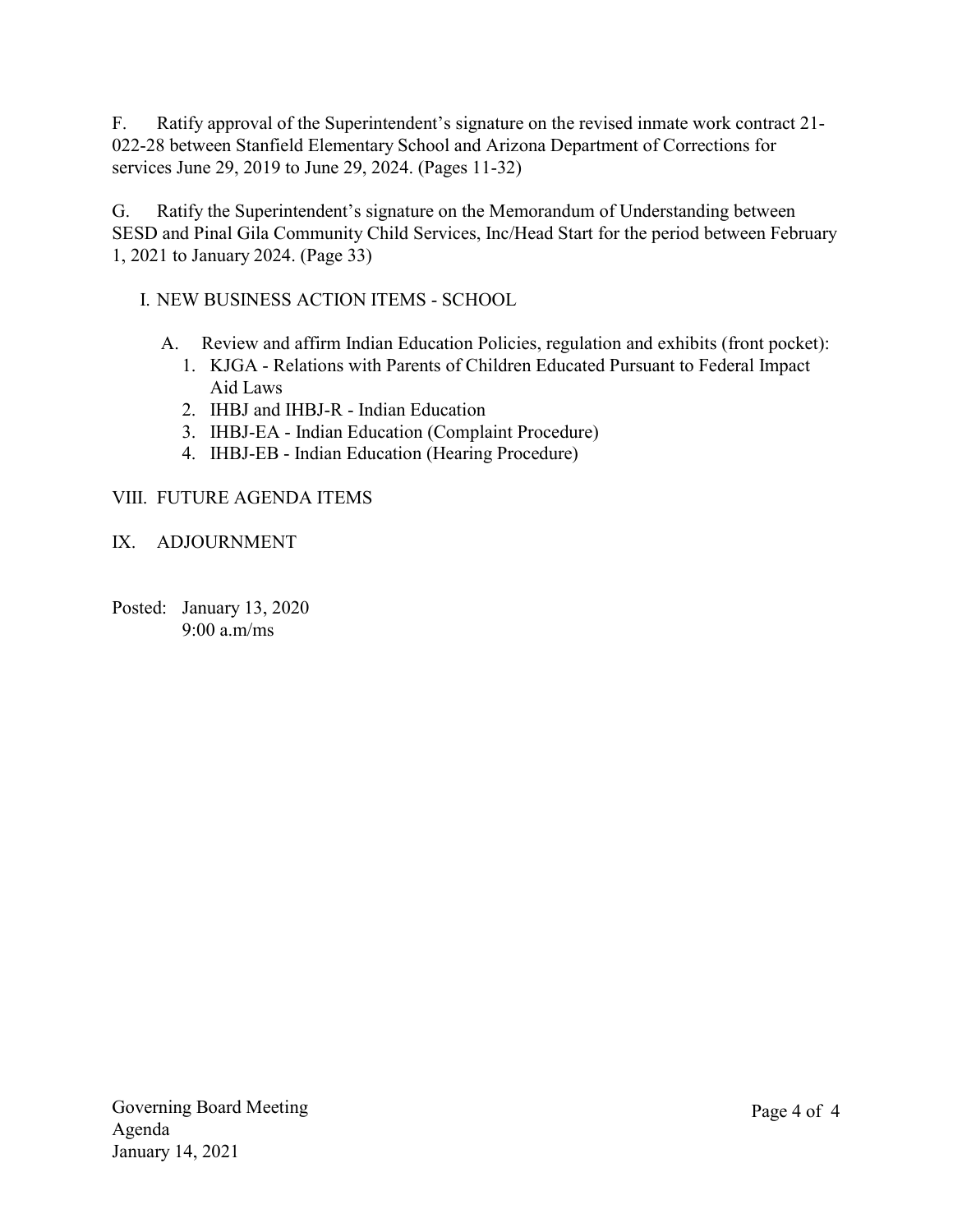F. Ratify approval of the Superintendent's signature on the revised inmate work contract 21-022-28 between Stanfield Elementary School and Arizona Department of Corrections for services June 29, 2019 to June 29, 2024. (Pages 11-32)

G. Ratify the Superintendent's signature on the Memorandum of Understanding between SESD and Pinal Gila Community Child Services, Inc/Head Start for the period between February 1, 2021 to January 2024. (Page 33)

I. NEW BUSINESS ACTION ITEMS - SCHOOL

A. Review and affirm Indian Education Policies, regulation and exhibits (front pocket):
   1. KJGA - Relations with Parents of Children Educated Pursuant to Federal Impact Aid Laws
   2. IHBJ and IHBJ-R - Indian Education
   3. IHBJ-EA - Indian Education (Complaint Procedure)
   4. IHBJ-EB - Indian Education (Hearing Procedure)

VIII. FUTURE AGENDA ITEMS

IX. ADJOURNMENT

Posted: January 13, 2020
9:00 a.m/ms

Governing Board Meeting
Agenda
January 14, 2021